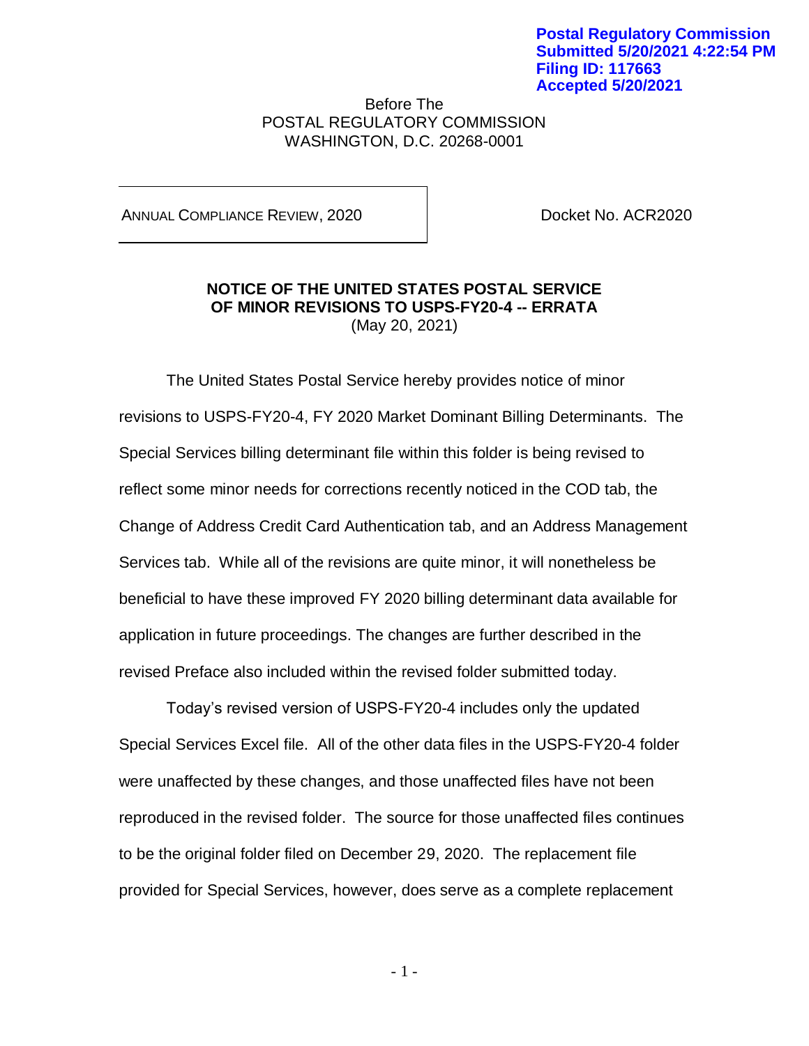Postal Regulatory Commission
Submitted 5/20/2021 4:22:54 PM
Filing ID: 117663
Accepted 5/20/2021

Before The
POSTAL REGULATORY COMMISSION
WASHINGTON, D.C. 20268-0001

| ANNUAL COMPLIANCE REVIEW, 2020 | Docket No. ACR2020 |
|---|---|

**NOTICE OF THE UNITED STATES POSTAL SERVICE OF MINOR REVISIONS TO USPS-FY20-4 -- ERRATA**
(May 20, 2021)

The United States Postal Service hereby provides notice of minor revisions to USPS-FY20-4, FY 2020 Market Dominant Billing Determinants. The Special Services billing determinant file within this folder is being revised to reflect some minor needs for corrections recently noticed in the COD tab, the Change of Address Credit Card Authentication tab, and an Address Management Services tab. While all of the revisions are quite minor, it will nonetheless be beneficial to have these improved FY 2020 billing determinant data available for application in future proceedings. The changes are further described in the revised Preface also included within the revised folder submitted today.

Today's revised version of USPS-FY20-4 includes only the updated Special Services Excel file. All of the other data files in the USPS-FY20-4 folder were unaffected by these changes, and those unaffected files have not been reproduced in the revised folder. The source for those unaffected files continues to be the original folder filed on December 29, 2020. The replacement file provided for Special Services, however, does serve as a complete replacement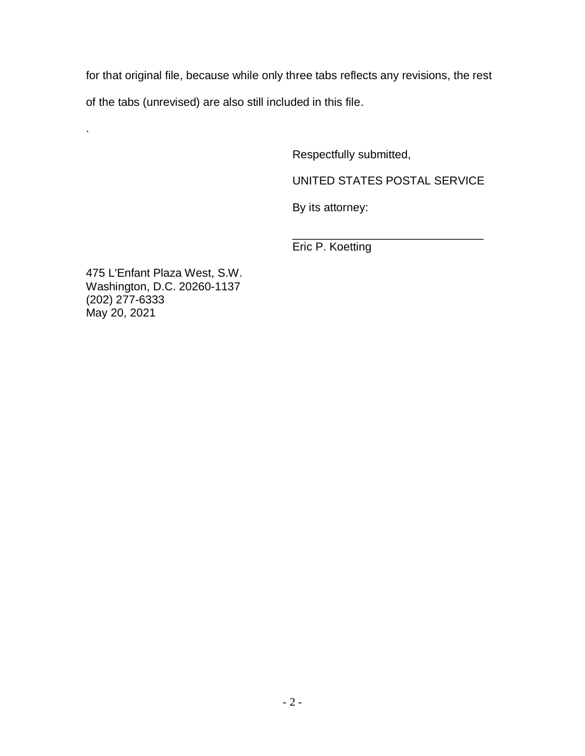for that original file, because while only three tabs reflects any revisions, the rest of the tabs (unrevised) are also still included in this file.

.

Respectfully submitted,

UNITED STATES POSTAL SERVICE

By its attorney:

______________________________
Eric P. Koetting

475 L'Enfant Plaza West, S.W.
Washington, D.C. 20260-1137
(202) 277-6333
May 20, 2021